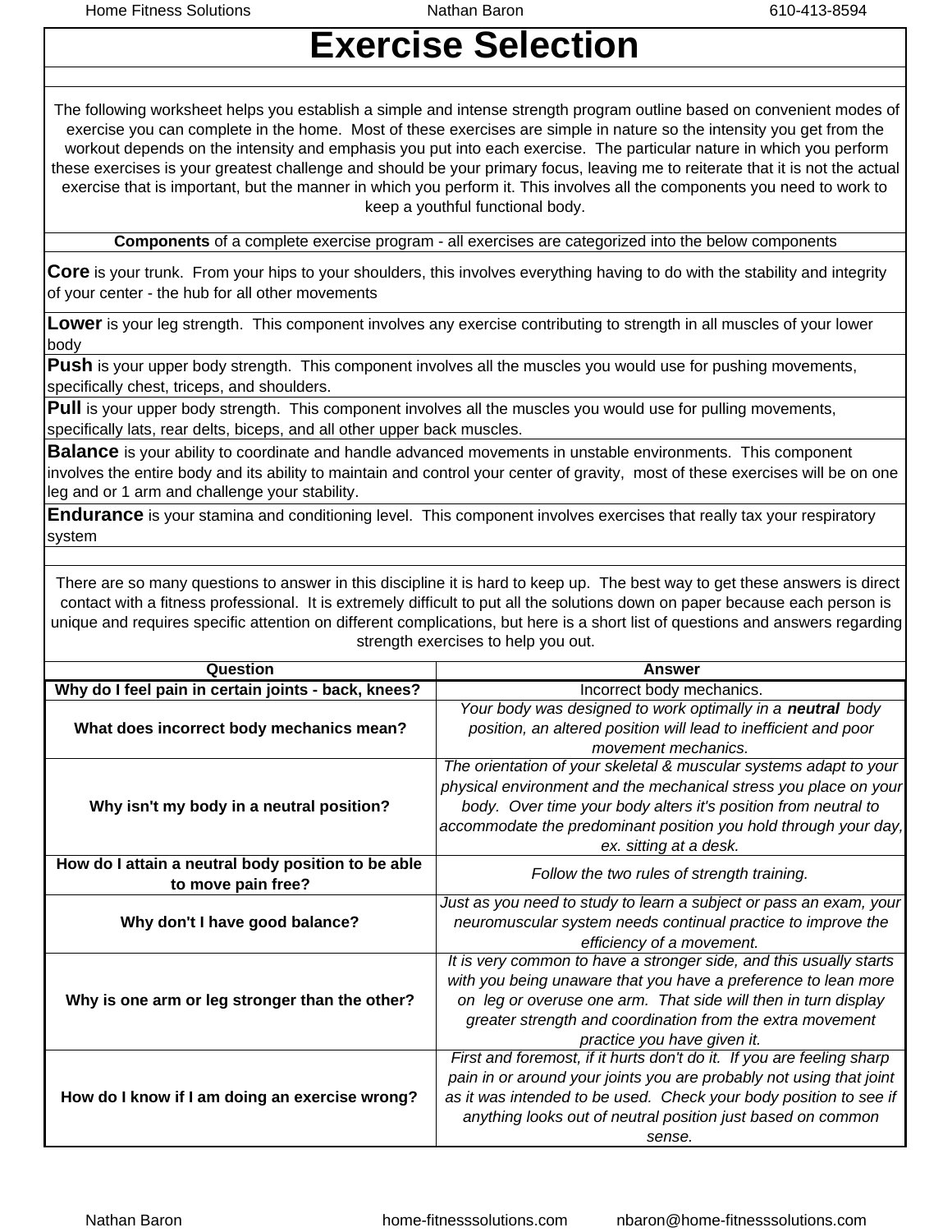# Exercise Selection

The following worksheet helps you establish a simple and intense strength program outline based on convenient modes of exercise you can complete in the home. Most of these exercises are simple in nature so the intensity you get from the workout depends on the intensity and emphasis you put into each exercise. The particular nature in which you perform these exercises is your greatest challenge and should be your primary focus, leaving me to reiterate that it is not the actual exercise that is important, but the manner in which you perform it. This involves all the components you need to work to keep a youthful functional body.

**Components** of a complete exercise program - all exercises are categorized into the below components

**Core** is your trunk. From your hips to your shoulders, this involves everything having to do with the stability and integrity of your center - the hub for all other movements

**Lower** is your leg strength. This component involves any exercise contributing to strength in all muscles of your lower body

**Push** is your upper body strength. This component involves all the muscles you would use for pushing movements, specifically chest, triceps, and shoulders.

**Pull** is your upper body strength. This component involves all the muscles you would use for pulling movements, specifically lats, rear delts, biceps, and all other upper back muscles.

**Balance** is your ability to coordinate and handle advanced movements in unstable environments. This component involves the entire body and its ability to maintain and control your center of gravity, most of these exercises will be on one leg and or 1 arm and challenge your stability.

**Endurance** is your stamina and conditioning level. This component involves exercises that really tax your respiratory system

There are so many questions to answer in this discipline it is hard to keep up. The best way to get these answers is direct contact with a fitness professional. It is extremely difficult to put all the solutions down on paper because each person is unique and requires specific attention on different complications, but here is a short list of questions and answers regarding strength exercises to help you out.

| Question | Answer |
|---|---|
| **Why do I feel pain in certain joints - back, knees?** | Incorrect body mechanics. |
| **What does incorrect body mechanics mean?** | *Your body was designed to work optimally in a **neutral** body position, an altered position will lead to inefficient and poor movement mechanics.* |
| **Why isn't my body in a neutral position?** | *The orientation of your skeletal & muscular systems adapt to your physical environment and the mechanical stress you place on your body. Over time your body alters it's position from neutral to accommodate the predominant position you hold through your day, ex. sitting at a desk.* |
| **How do I attain a neutral body position to be able to move pain free?** | *Follow the two rules of strength training.* |
| **Why don't I have good balance?** | *Just as you need to study to learn a subject or pass an exam, your neuromuscular system needs continual practice to improve the efficiency of a movement.* |
| **Why is one arm or leg stronger than the other?** | *It is very common to have a stronger side, and this usually starts with you being unaware that you have a preference to lean more on leg or overuse one arm. That side will then in turn display greater strength and coordination from the extra movement practice you have given it.* |
| **How do I know if I am doing an exercise wrong?** | *First and foremost, if it hurts don't do it. If you are feeling sharp pain in or around your joints you are probably not using that joint as it was intended to be used. Check your body position to see if anything looks out of neutral position just based on common sense.* |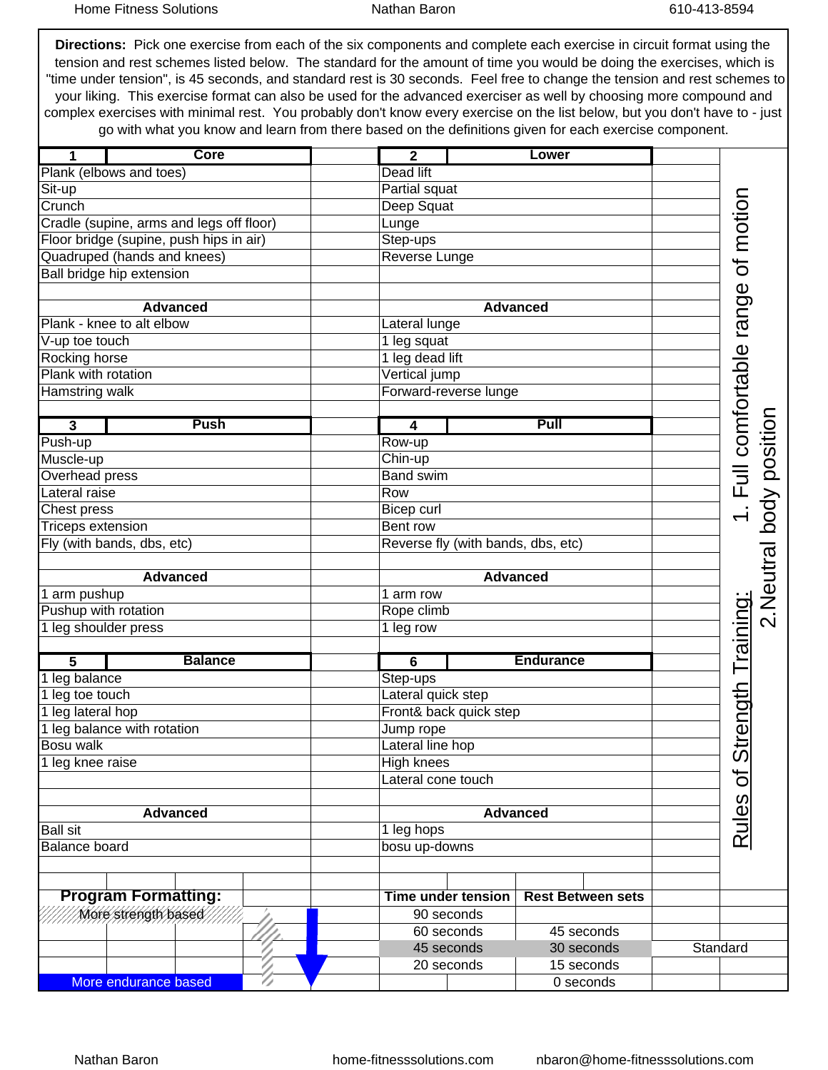**Directions:** Pick one exercise from each of the six components and complete each exercise in circuit format using the tension and rest schemes listed below. The standard for the amount of time you would be doing the exercises, which is "time under tension", is 45 seconds, and standard rest is 30 seconds. Feel free to change the tension and rest schemes to your liking. This exercise format can also be used for the advanced exerciser as well by choosing more compound and complex exercises with minimal rest. You probably don't know every exercise on the list below, but you don't have to - just go with what you know and learn from there based on the definitions given for each exercise component.

| 1 Core | 2 Lower |
|---|---|
| Plank (elbows and toes) | Dead lift |
| Sit-up | Partial squat |
| Crunch | Deep Squat |
| Cradle (supine, arms and legs off floor) | Lunge |
| Floor bridge (supine, push hips in air) | Step-ups |
| Quadruped (hands and knees) | Reverse Lunge |
| Ball bridge hip extension | |
| **Advanced** | **Advanced** |
| Plank - knee to alt elbow | Lateral lunge |
| V-up toe touch | 1 leg squat |
| Rocking horse | 1 leg dead lift |
| Plank with rotation | Vertical jump |
| Hamstring walk | Forward-reverse lunge |

| 3 Push | 4 Pull |
|---|---|
| Push-up | Row-up |
| Muscle-up | Chin-up |
| Overhead press | Band swim |
| Lateral raise | Row |
| Chest press | Bicep curl |
| Triceps extension | Bent row |
| Fly (with bands, dbs, etc) | Reverse fly (with bands, dbs, etc) |
| **Advanced** | **Advanced** |
| 1 arm pushup | 1 arm row |
| Pushup with rotation | Rope climb |
| 1 leg shoulder press | 1 leg row |

| 5 Balance | 6 Endurance |
|---|---|
| 1 leg balance | Step-ups |
| 1 leg toe touch | Lateral quick step |
| 1 leg lateral hop | Front& back quick step |
| 1 leg balance with rotation | Jump rope |
| Bosu walk | Lateral line hop |
| 1 leg knee raise | High knees |
| | Lateral cone touch |
| **Advanced** | **Advanced** |
| Ball sit | 1 leg hops |
| Balance board | bosu up-downs |

**Rules of Strength Training:**
1. Full comfortable range of motion
2. Neutral body position

**Program Formatting:**

More strength based ↑

More endurance based ↓

| Time under tension | Rest Between sets | |
|---|---|---|
| 90 seconds | | |
| 60 seconds | 45 seconds | |
| 45 seconds | 30 seconds | Standard |
| 20 seconds | 15 seconds | |
| | 0 seconds | |

Nathan Baron home-fitnesssolutions.com nbaron@home-fitnesssolutions.com